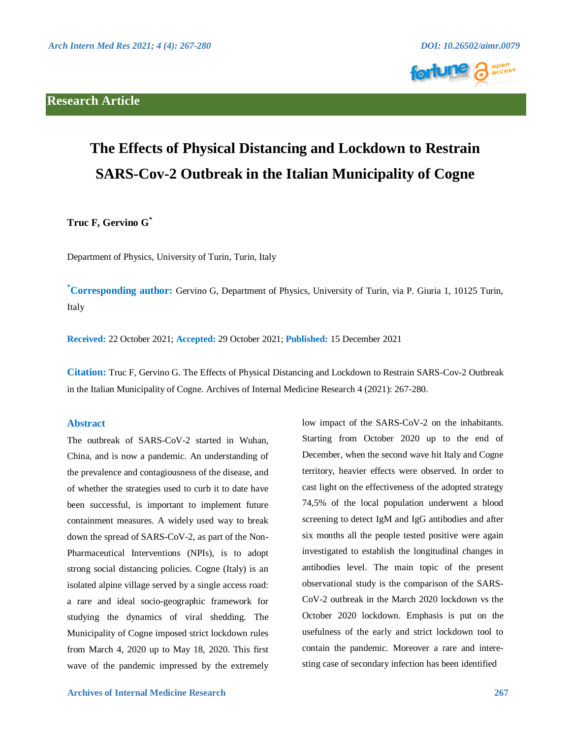Research Article

# The Effects of Physical Distancing and Lockdown to Restrain SARS-Cov-2 Outbreak in the Italian Municipality of Cogne

**Truc F, Gervino G[*]**

Department of Physics, University of Turin, Turin, Italy

**[*]Corresponding author:** Gervino G, Department of Physics, University of Turin, via P. Giuria 1, 10125 Turin, Italy

**Received:** 22 October 2021; **Accepted:** 29 October 2021; **Published:** 15 December 2021

**Citation:** Truc F, Gervino G. The Effects of Physical Distancing and Lockdown to Restrain SARS-Cov-2 Outbreak in the Italian Municipality of Cogne. Archives of Internal Medicine Research 4 (2021): 267-280.

## Abstract

The outbreak of SARS-CoV-2 started in Wuhan, China, and is now a pandemic. An understanding of the prevalence and contagiousness of the disease, and of whether the strategies used to curb it to date have been successful, is important to implement future containment measures. A widely used way to break down the spread of SARS-CoV-2, as part of the Non-Pharmaceutical Interventions (NPIs), is to adopt strong social distancing policies. Cogne (Italy) is an isolated alpine village served by a single access road: a rare and ideal socio-geographic framework for studying the dynamics of viral shedding. The Municipality of Cogne imposed strict lockdown rules from March 4, 2020 up to May 18, 2020. This first wave of the pandemic impressed by the extremely low impact of the SARS-CoV-2 on the inhabitants. Starting from October 2020 up to the end of December, when the second wave hit Italy and Cogne territory, heavier effects were observed. In order to cast light on the effectiveness of the adopted strategy 74,5% of the local population underwent a blood screening to detect IgM and IgG antibodies and after six months all the people tested positive were again investigated to establish the longitudinal changes in antibodies level. The main topic of the present observational study is the comparison of the SARS-CoV-2 outbreak in the March 2020 lockdown vs the October 2020 lockdown. Emphasis is put on the usefulness of the early and strict lockdown tool to contain the pandemic. Moreover a rare and interesting case of secondary infection has been identified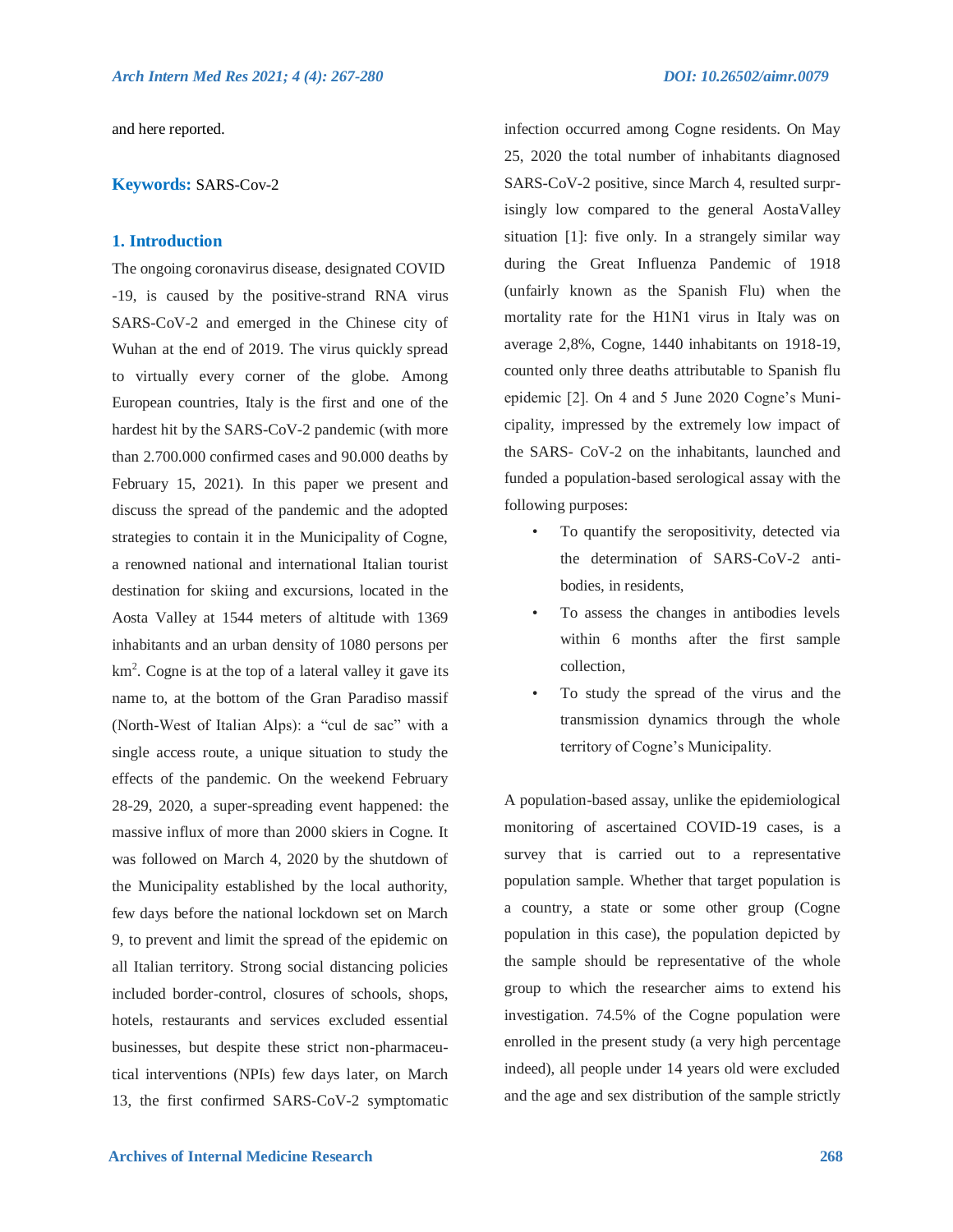and here reported.

**Keywords:** SARS-Cov-2

## 1. Introduction

The ongoing coronavirus disease, designated COVID -19, is caused by the positive-strand RNA virus SARS-CoV-2 and emerged in the Chinese city of Wuhan at the end of 2019. The virus quickly spread to virtually every corner of the globe. Among European countries, Italy is the first and one of the hardest hit by the SARS-CoV-2 pandemic (with more than 2.700.000 confirmed cases and 90.000 deaths by February 15, 2021). In this paper we present and discuss the spread of the pandemic and the adopted strategies to contain it in the Municipality of Cogne, a renowned national and international Italian tourist destination for skiing and excursions, located in the Aosta Valley at 1544 meters of altitude with 1369 inhabitants and an urban density of 1080 persons per $km^2$. Cogne is at the top of a lateral valley it gave its name to, at the bottom of the Gran Paradiso massif (North-West of Italian Alps): a "cul de sac" with a single access route, a unique situation to study the effects of the pandemic. On the weekend February 28-29, 2020, a super-spreading event happened: the massive influx of more than 2000 skiers in Cogne. It was followed on March 4, 2020 by the shutdown of the Municipality established by the local authority, few days before the national lockdown set on March 9, to prevent and limit the spread of the epidemic on all Italian territory. Strong social distancing policies included border-control, closures of schools, shops, hotels, restaurants and services excluded essential businesses, but despite these strict non-pharmaceutical interventions (NPIs) few days later, on March 13, the first confirmed SARS-CoV-2 symptomatic infection occurred among Cogne residents. On May 25, 2020 the total number of inhabitants diagnosed SARS-CoV-2 positive, since March 4, resulted surprisingly low compared to the general AostaValley situation [1]: five only. In a strangely similar way during the Great Influenza Pandemic of 1918 (unfairly known as the Spanish Flu) when the mortality rate for the H1N1 virus in Italy was on average 2,8%, Cogne, 1440 inhabitants on 1918-19, counted only three deaths attributable to Spanish flu epidemic [2]. On 4 and 5 June 2020 Cogne's Municipality, impressed by the extremely low impact of the SARS- CoV-2 on the inhabitants, launched and funded a population-based serological assay with the following purposes:

- To quantify the seropositivity, detected via the determination of SARS-CoV-2 antibodies, in residents,
- To assess the changes in antibodies levels within 6 months after the first sample collection,
- To study the spread of the virus and the transmission dynamics through the whole territory of Cogne's Municipality.

A population-based assay, unlike the epidemiological monitoring of ascertained COVID-19 cases, is a survey that is carried out to a representative population sample. Whether that target population is a country, a state or some other group (Cogne population in this case), the population depicted by the sample should be representative of the whole group to which the researcher aims to extend his investigation. 74.5% of the Cogne population were enrolled in the present study (a very high percentage indeed), all people under 14 years old were excluded and the age and sex distribution of the sample strictly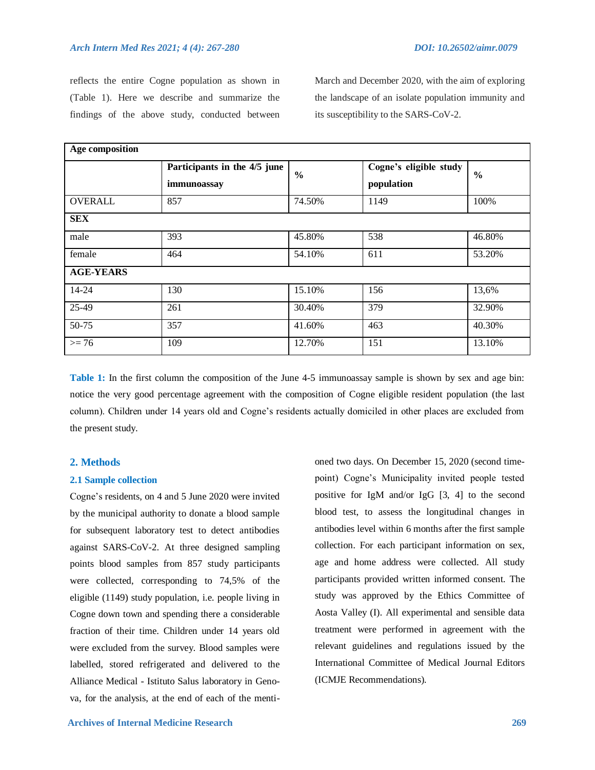reflects the entire Cogne population as shown in (Table 1). Here we describe and summarize the findings of the above study, conducted between March and December 2020, with the aim of exploring the landscape of an isolate population immunity and its susceptibility to the SARS-CoV-2.

| Age composition | | | | |
|---|---|---|---|---|
| | **Participants in the 4/5 june immunoassay** | **%** | **Cogne's eligible study population** | **%** |
| OVERALL | 857 | 74.50% | 1149 | 100% |
| **SEX** | | | | |
| male | 393 | 45.80% | 538 | 46.80% |
| female | 464 | 54.10% | 611 | 53.20% |
| **AGE-YEARS** | | | | |
| 14-24 | 130 | 15.10% | 156 | 13,6% |
| 25-49 | 261 | 30.40% | 379 | 32.90% |
| 50-75 | 357 | 41.60% | 463 | 40.30% |
| >= 76 | 109 | 12.70% | 151 | 13.10% |

**Table 1:** In the first column the composition of the June 4-5 immunoassay sample is shown by sex and age bin: notice the very good percentage agreement with the composition of Cogne eligible resident population (the last column). Children under 14 years old and Cogne's residents actually domiciled in other places are excluded from the present study.

## 2. Methods

### 2.1 Sample collection

Cogne's residents, on 4 and 5 June 2020 were invited by the municipal authority to donate a blood sample for subsequent laboratory test to detect antibodies against SARS-CoV-2. At three designed sampling points blood samples from 857 study participants were collected, corresponding to 74,5% of the eligible (1149) study population, i.e. people living in Cogne down town and spending there a considerable fraction of their time. Children under 14 years old were excluded from the survey. Blood samples were labelled, stored refrigerated and delivered to the Alliance Medical - Istituto Salus laboratory in Genova, for the analysis, at the end of each of the mentioned two days. On December 15, 2020 (second time-point) Cogne's Municipality invited people tested positive for IgM and/or IgG [3, 4] to the second blood test, to assess the longitudinal changes in antibodies level within 6 months after the first sample collection. For each participant information on sex, age and home address were collected. All study participants provided written informed consent. The study was approved by the Ethics Committee of Aosta Valley (I). All experimental and sensible data treatment were performed in agreement with the relevant guidelines and regulations issued by the International Committee of Medical Journal Editors (ICMJE Recommendations).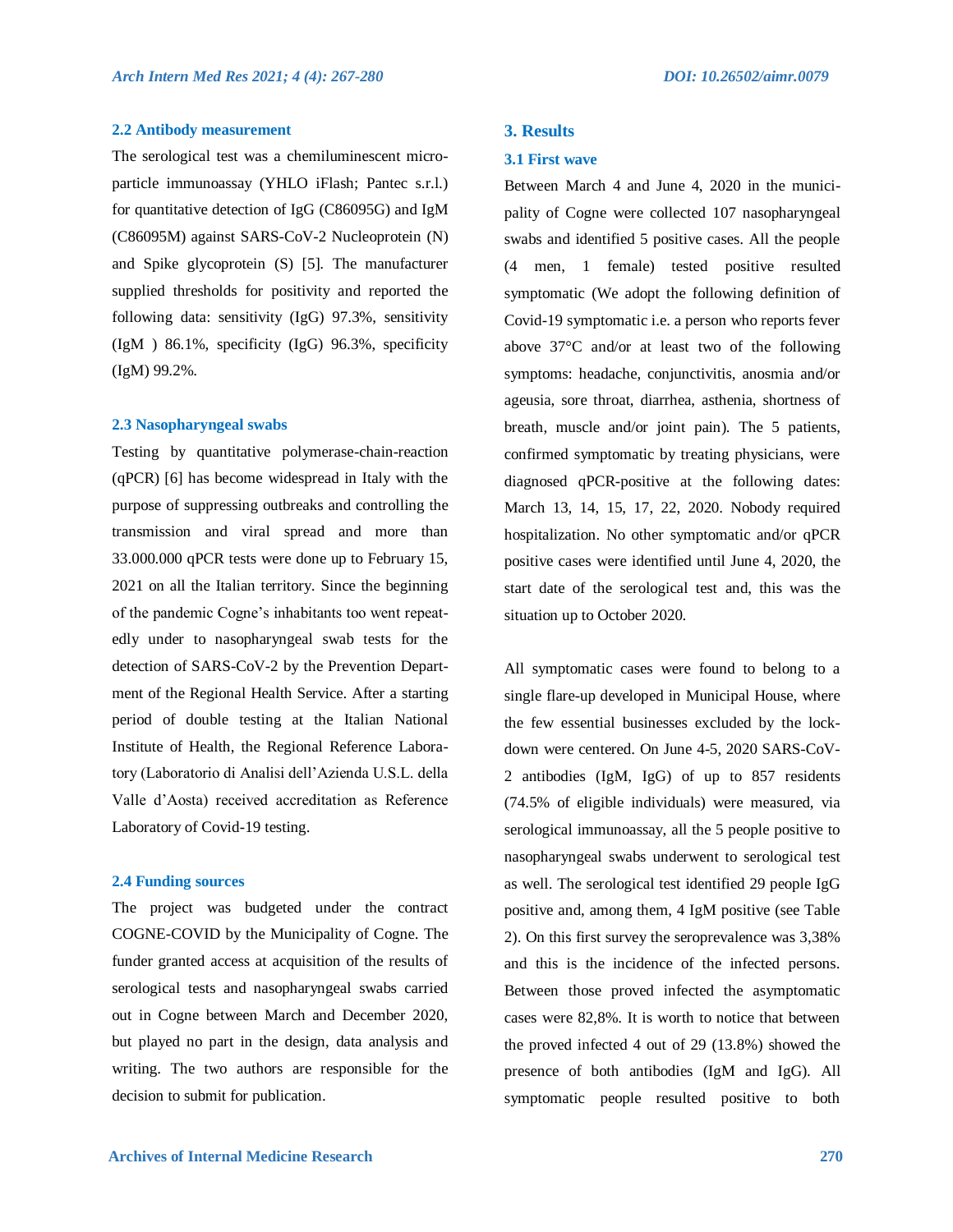### 2.2 Antibody measurement

The serological test was a chemiluminescent micro-particle immunoassay (YHLO iFlash; Pantec s.r.l.) for quantitative detection of IgG (C86095G) and IgM (C86095M) against SARS-CoV-2 Nucleoprotein (N) and Spike glycoprotein (S) [5]. The manufacturer supplied thresholds for positivity and reported the following data: sensitivity (IgG) 97.3%, sensitivity (IgM ) 86.1%, specificity (IgG) 96.3%, specificity (IgM) 99.2%.

### 2.3 Nasopharyngeal swabs

Testing by quantitative polymerase-chain-reaction (qPCR) [6] has become widespread in Italy with the purpose of suppressing outbreaks and controlling the transmission and viral spread and more than 33.000.000 qPCR tests were done up to February 15, 2021 on all the Italian territory. Since the beginning of the pandemic Cogne's inhabitants too went repeatedly under to nasopharyngeal swab tests for the detection of SARS-CoV-2 by the Prevention Department of the Regional Health Service. After a starting period of double testing at the Italian National Institute of Health, the Regional Reference Laboratory (Laboratorio di Analisi dell'Azienda U.S.L. della Valle d'Aosta) received accreditation as Reference Laboratory of Covid-19 testing.

### 2.4 Funding sources

The project was budgeted under the contract COGNE-COVID by the Municipality of Cogne. The funder granted access at acquisition of the results of serological tests and nasopharyngeal swabs carried out in Cogne between March and December 2020, but played no part in the design, data analysis and writing. The two authors are responsible for the decision to submit for publication.

## 3. Results

### 3.1 First wave

Between March 4 and June 4, 2020 in the municipality of Cogne were collected 107 nasopharyngeal swabs and identified 5 positive cases. All the people (4 men, 1 female) tested positive resulted symptomatic (We adopt the following definition of Covid-19 symptomatic i.e. a person who reports fever above 37°C and/or at least two of the following symptoms: headache, conjunctivitis, anosmia and/or ageusia, sore throat, diarrhea, asthenia, shortness of breath, muscle and/or joint pain). The 5 patients, confirmed symptomatic by treating physicians, were diagnosed qPCR-positive at the following dates: March 13, 14, 15, 17, 22, 2020. Nobody required hospitalization. No other symptomatic and/or qPCR positive cases were identified until June 4, 2020, the start date of the serological test and, this was the situation up to October 2020.

All symptomatic cases were found to belong to a single flare-up developed in Municipal House, where the few essential businesses excluded by the lockdown were centered. On June 4-5, 2020 SARS-CoV-2 antibodies (IgM, IgG) of up to 857 residents (74.5% of eligible individuals) were measured, via serological immunoassay, all the 5 people positive to nasopharyngeal swabs underwent to serological test as well. The serological test identified 29 people IgG positive and, among them, 4 IgM positive (see Table 2). On this first survey the seroprevalence was 3,38% and this is the incidence of the infected persons. Between those proved infected the asymptomatic cases were 82,8%. It is worth to notice that between the proved infected 4 out of 29 (13.8%) showed the presence of both antibodies (IgM and IgG). All symptomatic people resulted positive to both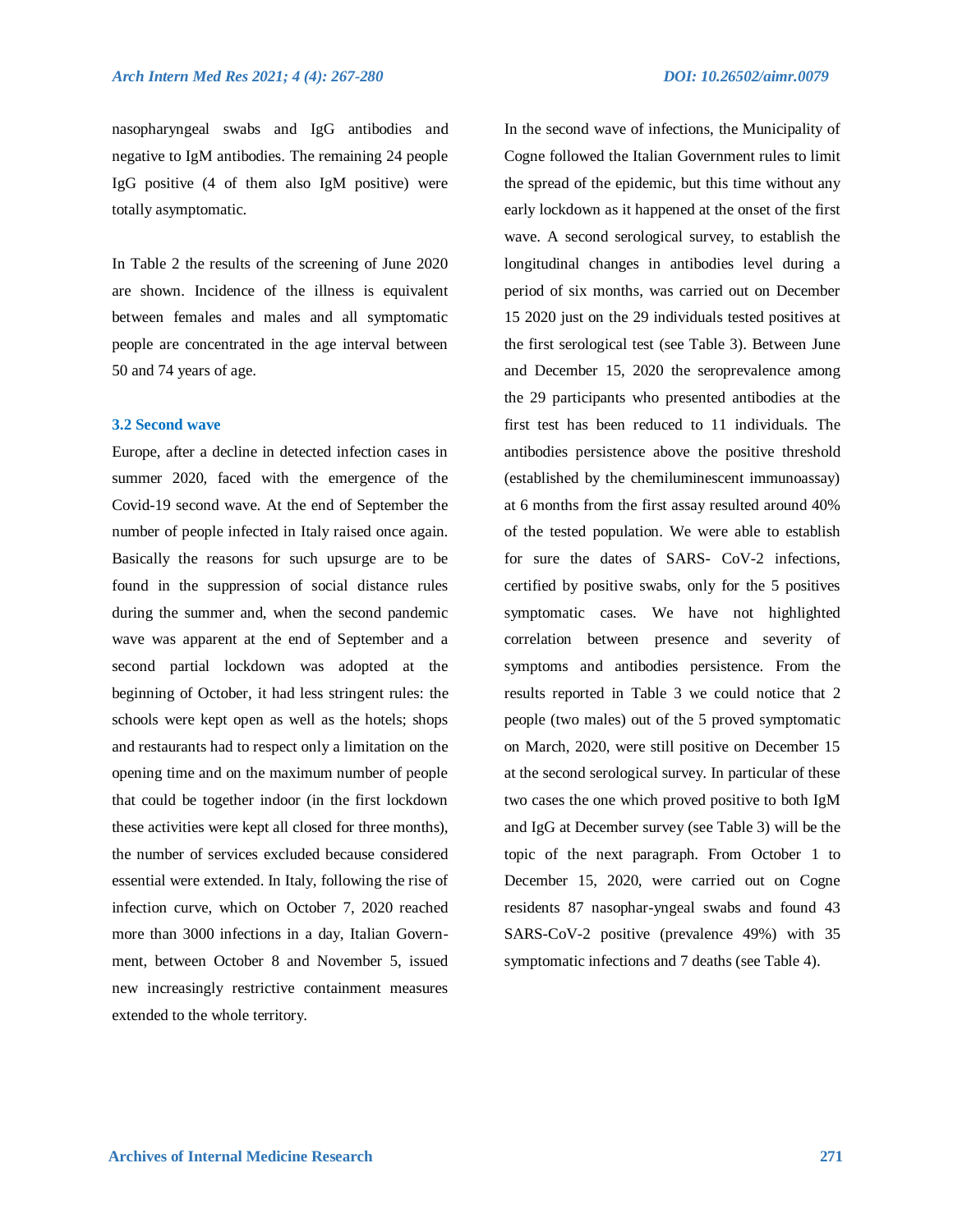nasopharyngeal swabs and IgG antibodies and negative to IgM antibodies. The remaining 24 people IgG positive (4 of them also IgM positive) were totally asymptomatic.

In Table 2 the results of the screening of June 2020 are shown. Incidence of the illness is equivalent between females and males and all symptomatic people are concentrated in the age interval between 50 and 74 years of age.

### 3.2 Second wave

Europe, after a decline in detected infection cases in summer 2020, faced with the emergence of the Covid-19 second wave. At the end of September the number of people infected in Italy raised once again. Basically the reasons for such upsurge are to be found in the suppression of social distance rules during the summer and, when the second pandemic wave was apparent at the end of September and a second partial lockdown was adopted at the beginning of October, it had less stringent rules: the schools were kept open as well as the hotels; shops and restaurants had to respect only a limitation on the opening time and on the maximum number of people that could be together indoor (in the first lockdown these activities were kept all closed for three months), the number of services excluded because considered essential were extended. In Italy, following the rise of infection curve, which on October 7, 2020 reached more than 3000 infections in a day, Italian Government, between October 8 and November 5, issued new increasingly restrictive containment measures extended to the whole territory.

In the second wave of infections, the Municipality of Cogne followed the Italian Government rules to limit the spread of the epidemic, but this time without any early lockdown as it happened at the onset of the first wave. A second serological survey, to establish the longitudinal changes in antibodies level during a period of six months, was carried out on December 15 2020 just on the 29 individuals tested positives at the first serological test (see Table 3). Between June and December 15, 2020 the seroprevalence among the 29 participants who presented antibodies at the first test has been reduced to 11 individuals. The antibodies persistence above the positive threshold (established by the chemiluminescent immunoassay) at 6 months from the first assay resulted around 40% of the tested population. We were able to establish for sure the dates of SARS- CoV-2 infections, certified by positive swabs, only for the 5 positives symptomatic cases. We have not highlighted correlation between presence and severity of symptoms and antibodies persistence. From the results reported in Table 3 we could notice that 2 people (two males) out of the 5 proved symptomatic on March, 2020, were still positive on December 15 at the second serological survey. In particular of these two cases the one which proved positive to both IgM and IgG at December survey (see Table 3) will be the topic of the next paragraph. From October 1 to December 15, 2020, were carried out on Cogne residents 87 nasophar-yngeal swabs and found 43 SARS-CoV-2 positive (prevalence 49%) with 35 symptomatic infections and 7 deaths (see Table 4).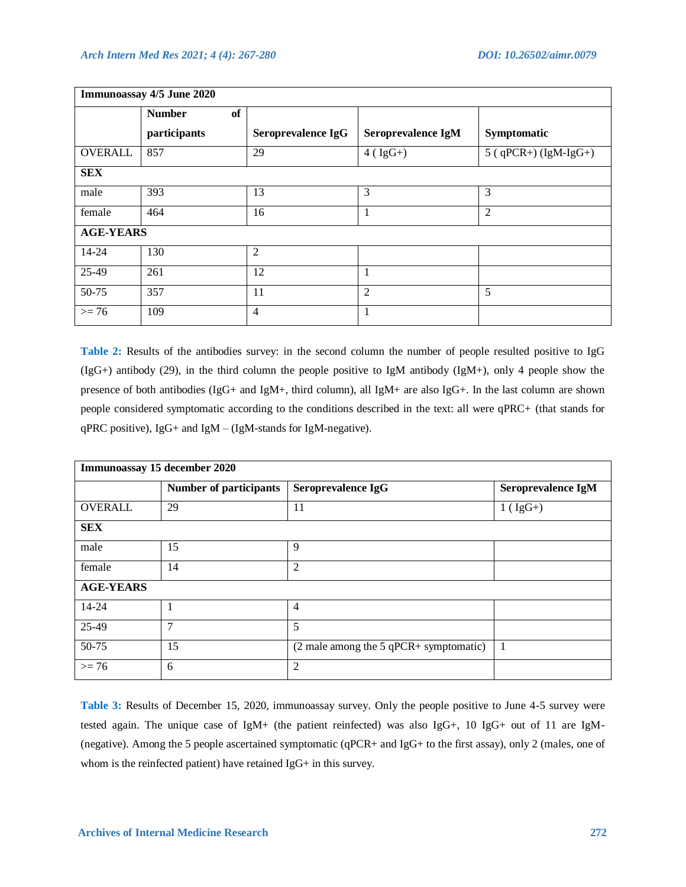| Immunoassay 4/5 June 2020 | | | | |
|---|---|---|---|---|
| | Number of participants | Seroprevalence IgG | Seroprevalence IgM | Symptomatic |
| OVERALL | 857 | 29 | 4 ( IgG+) | 5 ( qPCR+) (IgM-IgG+) |
| **SEX** | | | | |
| male | 393 | 13 | 3 | 3 |
| female | 464 | 16 | 1 | 2 |
| **AGE-YEARS** | | | | |
| 14-24 | 130 | 2 | | |
| 25-49 | 261 | 12 | 1 | |
| 50-75 | 357 | 11 | 2 | 5 |
| >= 76 | 109 | 4 | 1 | |

**Table 2:** Results of the antibodies survey: in the second column the number of people resulted positive to IgG (IgG+) antibody (29), in the third column the people positive to IgM antibody (IgM+), only 4 people show the presence of both antibodies (IgG+ and IgM+, third column), all IgM+ are also IgG+. In the last column are shown people considered symptomatic according to the conditions described in the text: all were qPRC+ (that stands for qPRC positive), IgG+ and IgM – (IgM-stands for IgM-negative).

| Immunoassay 15 december 2020 | | | |
|---|---|---|---|
| | Number of participants | Seroprevalence IgG | Seroprevalence IgM |
| OVERALL | 29 | 11 | 1 ( IgG+) |
| **SEX** | | | |
| male | 15 | 9 | |
| female | 14 | 2 | |
| **AGE-YEARS** | | | |
| 14-24 | 1 | 4 | |
| 25-49 | 7 | 5 | |
| 50-75 | 15 | (2 male among the 5 qPCR+ symptomatic) | 1 |
| >= 76 | 6 | 2 | |

**Table 3:** Results of December 15, 2020, immunoassay survey. Only the people positive to June 4-5 survey were tested again. The unique case of IgM+ (the patient reinfected) was also IgG+, 10 IgG+ out of 11 are IgM- (negative). Among the 5 people ascertained symptomatic (qPCR+ and IgG+ to the first assay), only 2 (males, one of whom is the reinfected patient) have retained IgG+ in this survey.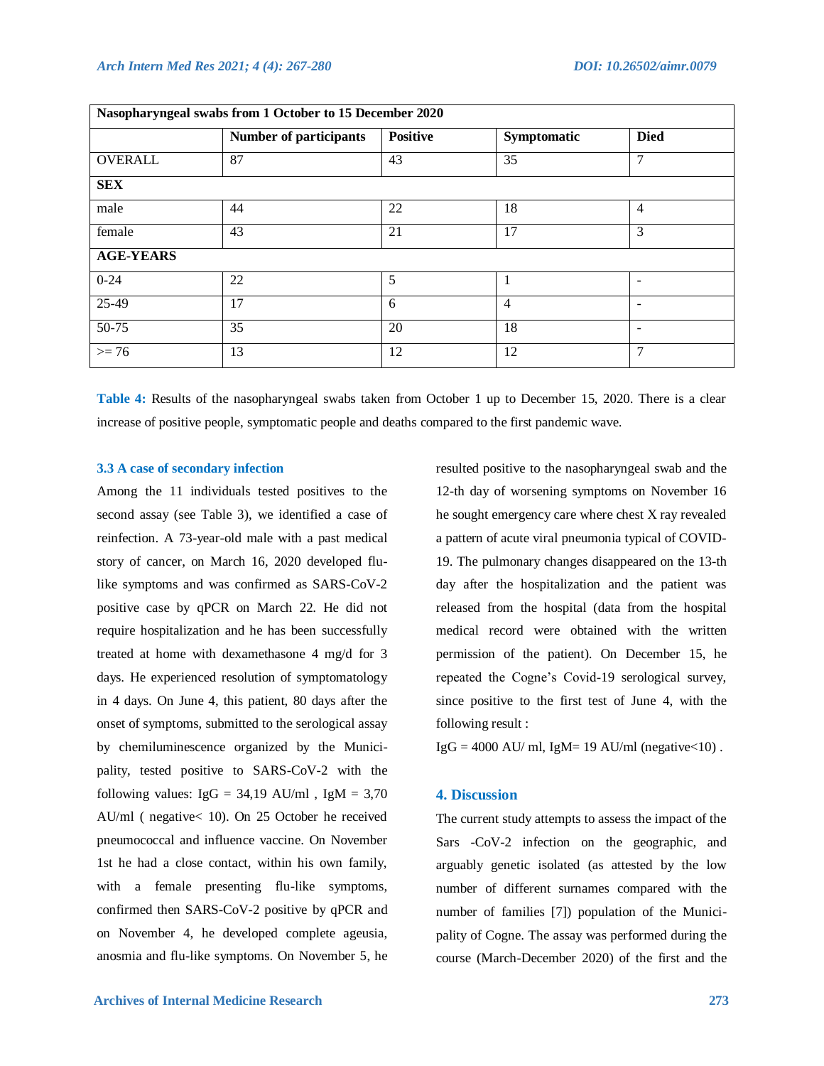| Nasopharyngeal swabs from 1 October to 15 December 2020 | | | | |
|---|---|---|---|---|
| | **Number of participants** | **Positive** | **Symptomatic** | **Died** |
| OVERALL | 87 | 43 | 35 | 7 |
| **SEX** | | | | |
| male | 44 | 22 | 18 | 4 |
| female | 43 | 21 | 17 | 3 |
| **AGE-YEARS** | | | | |
| 0-24 | 22 | 5 | 1 | - |
| 25-49 | 17 | 6 | 4 | - |
| 50-75 | 35 | 20 | 18 | - |
| >= 76 | 13 | 12 | 12 | 7 |

**Table 4:** Results of the nasopharyngeal swabs taken from October 1 up to December 15, 2020. There is a clear increase of positive people, symptomatic people and deaths compared to the first pandemic wave.

### 3.3 A case of secondary infection

Among the 11 individuals tested positives to the second assay (see Table 3), we identified a case of reinfection. A 73-year-old male with a past medical story of cancer, on March 16, 2020 developed flu-like symptoms and was confirmed as SARS-CoV-2 positive case by qPCR on March 22. He did not require hospitalization and he has been successfully treated at home with dexamethasone 4 mg/d for 3 days. He experienced resolution of symptomatology in 4 days. On June 4, this patient, 80 days after the onset of symptoms, submitted to the serological assay by chemiluminescence organized by the Municipality, tested positive to SARS-CoV-2 with the following values: IgG = 34,19 AU/ml , IgM = 3,70 AU/ml ( negative< 10). On 25 October he received pneumococcal and influence vaccine. On November 1st he had a close contact, within his own family, with a female presenting flu-like symptoms, confirmed then SARS-CoV-2 positive by qPCR and on November 4, he developed complete ageusia, anosmia and flu-like symptoms. On November 5, he resulted positive to the nasopharyngeal swab and the 12-th day of worsening symptoms on November 16 he sought emergency care where chest X ray revealed a pattern of acute viral pneumonia typical of COVID-19. The pulmonary changes disappeared on the 13-th day after the hospitalization and the patient was released from the hospital (data from the hospital medical record were obtained with the written permission of the patient). On December 15, he repeated the Cogne's Covid-19 serological survey, since positive to the first test of June 4, with the following result :

IgG = 4000 AU/ ml, IgM= 19 AU/ml (negative<10) .

## 4. Discussion

The current study attempts to assess the impact of the Sars -CoV-2 infection on the geographic, and arguably genetic isolated (as attested by the low number of different surnames compared with the number of families [7]) population of the Municipality of Cogne. The assay was performed during the course (March-December 2020) of the first and the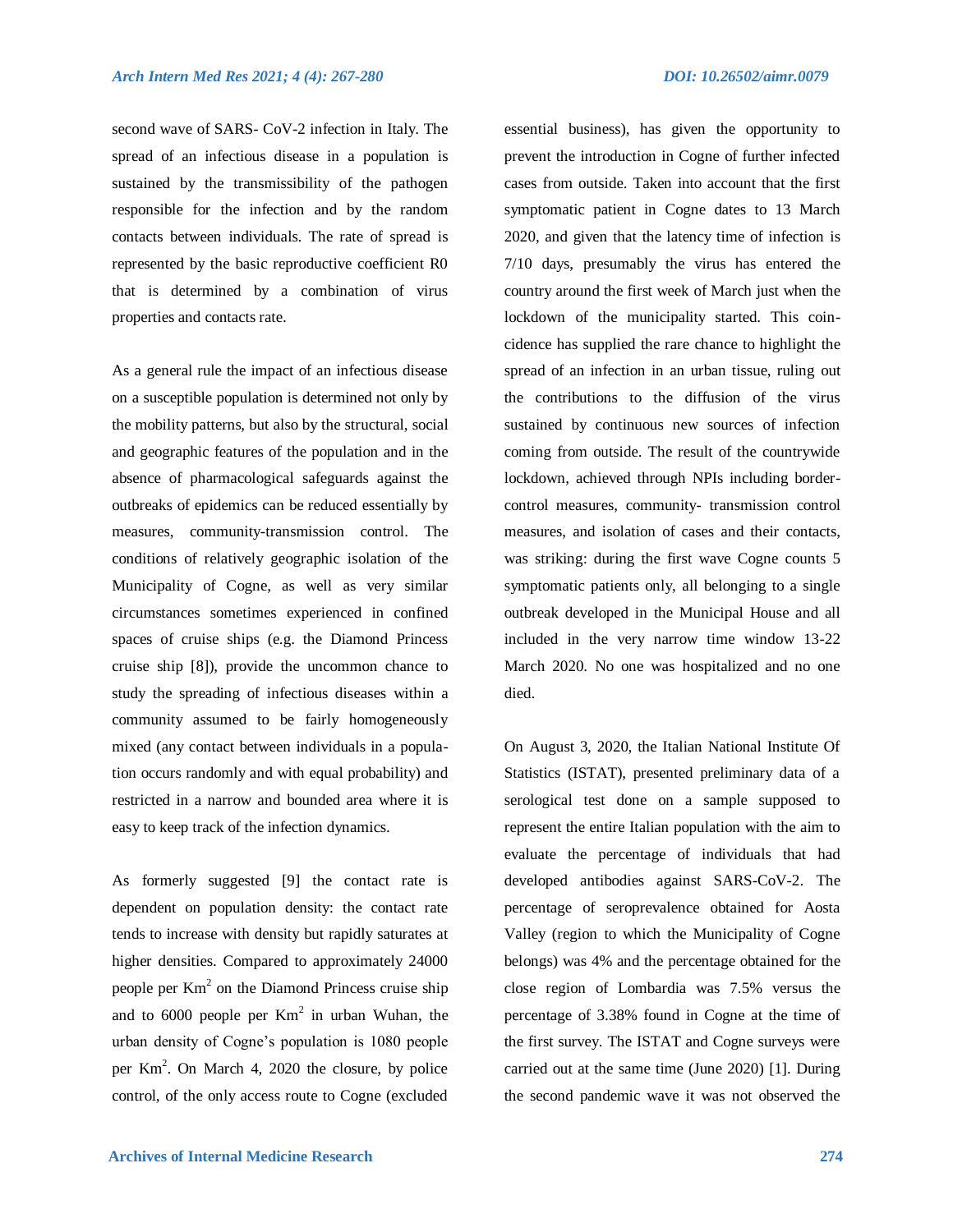second wave of SARS- CoV-2 infection in Italy. The spread of an infectious disease in a population is sustained by the transmissibility of the pathogen responsible for the infection and by the random contacts between individuals. The rate of spread is represented by the basic reproductive coefficient R0 that is determined by a combination of virus properties and contacts rate.

As a general rule the impact of an infectious disease on a susceptible population is determined not only by the mobility patterns, but also by the structural, social and geographic features of the population and in the absence of pharmacological safeguards against the outbreaks of epidemics can be reduced essentially by measures, community-transmission control. The conditions of relatively geographic isolation of the Municipality of Cogne, as well as very similar circumstances sometimes experienced in confined spaces of cruise ships (e.g. the Diamond Princess cruise ship [8]), provide the uncommon chance to study the spreading of infectious diseases within a community assumed to be fairly homogeneously mixed (any contact between individuals in a population occurs randomly and with equal probability) and restricted in a narrow and bounded area where it is easy to keep track of the infection dynamics.

As formerly suggested [9] the contact rate is dependent on population density: the contact rate tends to increase with density but rapidly saturates at higher densities. Compared to approximately 24000 people per $Km^2$ on the Diamond Princess cruise ship and to 6000 people per $Km^2$ in urban Wuhan, the urban density of Cogne's population is 1080 people per $Km^2$. On March 4, 2020 the closure, by police control, of the only access route to Cogne (excluded essential business), has given the opportunity to prevent the introduction in Cogne of further infected cases from outside. Taken into account that the first symptomatic patient in Cogne dates to 13 March 2020, and given that the latency time of infection is 7/10 days, presumably the virus has entered the country around the first week of March just when the lockdown of the municipality started. This coincidence has supplied the rare chance to highlight the spread of an infection in an urban tissue, ruling out the contributions to the diffusion of the virus sustained by continuous new sources of infection coming from outside. The result of the countrywide lockdown, achieved through NPIs including border-control measures, community- transmission control measures, and isolation of cases and their contacts, was striking: during the first wave Cogne counts 5 symptomatic patients only, all belonging to a single outbreak developed in the Municipal House and all included in the very narrow time window 13-22 March 2020. No one was hospitalized and no one died.

On August 3, 2020, the Italian National Institute Of Statistics (ISTAT), presented preliminary data of a serological test done on a sample supposed to represent the entire Italian population with the aim to evaluate the percentage of individuals that had developed antibodies against SARS-CoV-2. The percentage of seroprevalence obtained for Aosta Valley (region to which the Municipality of Cogne belongs) was 4% and the percentage obtained for the close region of Lombardia was 7.5% versus the percentage of 3.38% found in Cogne at the time of the first survey. The ISTAT and Cogne surveys were carried out at the same time (June 2020) [1]. During the second pandemic wave it was not observed the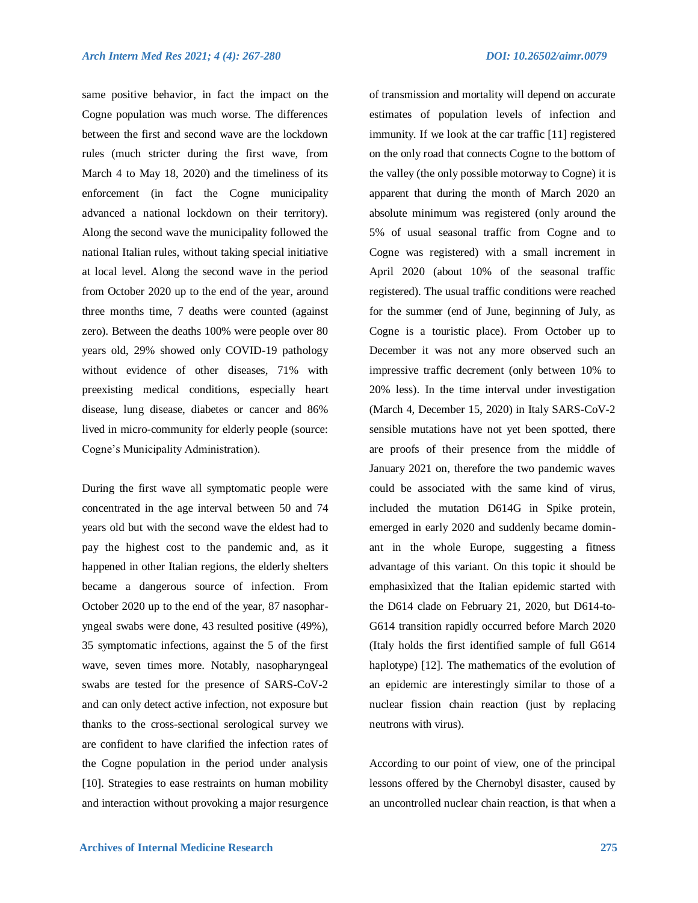same positive behavior, in fact the impact on the Cogne population was much worse. The differences between the first and second wave are the lockdown rules (much stricter during the first wave, from March 4 to May 18, 2020) and the timeliness of its enforcement (in fact the Cogne municipality advanced a national lockdown on their territory). Along the second wave the municipality followed the national Italian rules, without taking special initiative at local level. Along the second wave in the period from October 2020 up to the end of the year, around three months time, 7 deaths were counted (against zero). Between the deaths 100% were people over 80 years old, 29% showed only COVID-19 pathology without evidence of other diseases, 71% with preexisting medical conditions, especially heart disease, lung disease, diabetes or cancer and 86% lived in micro-community for elderly people (source: Cogne's Municipality Administration).

During the first wave all symptomatic people were concentrated in the age interval between 50 and 74 years old but with the second wave the eldest had to pay the highest cost to the pandemic and, as it happened in other Italian regions, the elderly shelters became a dangerous source of infection. From October 2020 up to the end of the year, 87 nasopharyngeal swabs were done, 43 resulted positive (49%), 35 symptomatic infections, against the 5 of the first wave, seven times more. Notably, nasopharyngeal swabs are tested for the presence of SARS-CoV-2 and can only detect active infection, not exposure but thanks to the cross-sectional serological survey we are confident to have clarified the infection rates of the Cogne population in the period under analysis [10]. Strategies to ease restraints on human mobility and interaction without provoking a major resurgence of transmission and mortality will depend on accurate estimates of population levels of infection and immunity. If we look at the car traffic [11] registered on the only road that connects Cogne to the bottom of the valley (the only possible motorway to Cogne) it is apparent that during the month of March 2020 an absolute minimum was registered (only around the 5% of usual seasonal traffic from Cogne and to Cogne was registered) with a small increment in April 2020 (about 10% of the seasonal traffic registered). The usual traffic conditions were reached for the summer (end of June, beginning of July, as Cogne is a touristic place). From October up to December it was not any more observed such an impressive traffic decrement (only between 10% to 20% less). In the time interval under investigation (March 4, December 15, 2020) in Italy SARS-CoV-2 sensible mutations have not yet been spotted, there are proofs of their presence from the middle of January 2021 on, therefore the two pandemic waves could be associated with the same kind of virus, included the mutation D614G in Spike protein, emerged in early 2020 and suddenly became dominant in the whole Europe, suggesting a fitness advantage of this variant. On this topic it should be emphasixized that the Italian epidemic started with the D614 clade on February 21, 2020, but D614-to-G614 transition rapidly occurred before March 2020 (Italy holds the first identified sample of full G614 haplotype) [12]. The mathematics of the evolution of an epidemic are interestingly similar to those of a nuclear fission chain reaction (just by replacing neutrons with virus).

According to our point of view, one of the principal lessons offered by the Chernobyl disaster, caused by an uncontrolled nuclear chain reaction, is that when a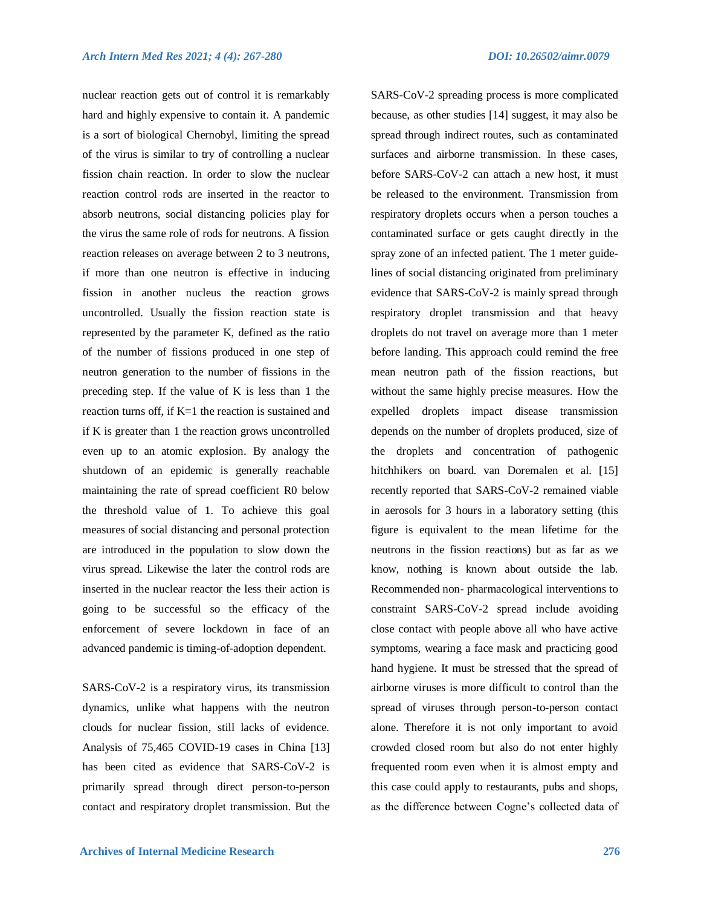nuclear reaction gets out of control it is remarkably hard and highly expensive to contain it. A pandemic is a sort of biological Chernobyl, limiting the spread of the virus is similar to try of controlling a nuclear fission chain reaction. In order to slow the nuclear reaction control rods are inserted in the reactor to absorb neutrons, social distancing policies play for the virus the same role of rods for neutrons. A fission reaction releases on average between 2 to 3 neutrons, if more than one neutron is effective in inducing fission in another nucleus the reaction grows uncontrolled. Usually the fission reaction state is represented by the parameter K, defined as the ratio of the number of fissions produced in one step of neutron generation to the number of fissions in the preceding step. If the value of K is less than 1 the reaction turns off, if K=1 the reaction is sustained and if K is greater than 1 the reaction grows uncontrolled even up to an atomic explosion. By analogy the shutdown of an epidemic is generally reachable maintaining the rate of spread coefficient R0 below the threshold value of 1. To achieve this goal measures of social distancing and personal protection are introduced in the population to slow down the virus spread. Likewise the later the control rods are inserted in the nuclear reactor the less their action is going to be successful so the efficacy of the enforcement of severe lockdown in face of an advanced pandemic is timing-of-adoption dependent.

SARS-CoV-2 is a respiratory virus, its transmission dynamics, unlike what happens with the neutron clouds for nuclear fission, still lacks of evidence. Analysis of 75,465 COVID-19 cases in China [13] has been cited as evidence that SARS-CoV-2 is primarily spread through direct person-to-person contact and respiratory droplet transmission. But the SARS-CoV-2 spreading process is more complicated because, as other studies [14] suggest, it may also be spread through indirect routes, such as contaminated surfaces and airborne transmission. In these cases, before SARS-CoV-2 can attach a new host, it must be released to the environment. Transmission from respiratory droplets occurs when a person touches a contaminated surface or gets caught directly in the spray zone of an infected patient. The 1 meter guide-lines of social distancing originated from preliminary evidence that SARS-CoV-2 is mainly spread through respiratory droplet transmission and that heavy droplets do not travel on average more than 1 meter before landing. This approach could remind the free mean neutron path of the fission reactions, but without the same highly precise measures. How the expelled droplets impact disease transmission depends on the number of droplets produced, size of the droplets and concentration of pathogenic hitchhikers on board. van Doremalen et al. [15] recently reported that SARS-CoV-2 remained viable in aerosols for 3 hours in a laboratory setting (this figure is equivalent to the mean lifetime for the neutrons in the fission reactions) but as far as we know, nothing is known about outside the lab. Recommended non- pharmacological interventions to constraint SARS-CoV-2 spread include avoiding close contact with people above all who have active symptoms, wearing a face mask and practicing good hand hygiene. It must be stressed that the spread of airborne viruses is more difficult to control than the spread of viruses through person-to-person contact alone. Therefore it is not only important to avoid crowded closed room but also do not enter highly frequented room even when it is almost empty and this case could apply to restaurants, pubs and shops, as the difference between Cogne's collected data of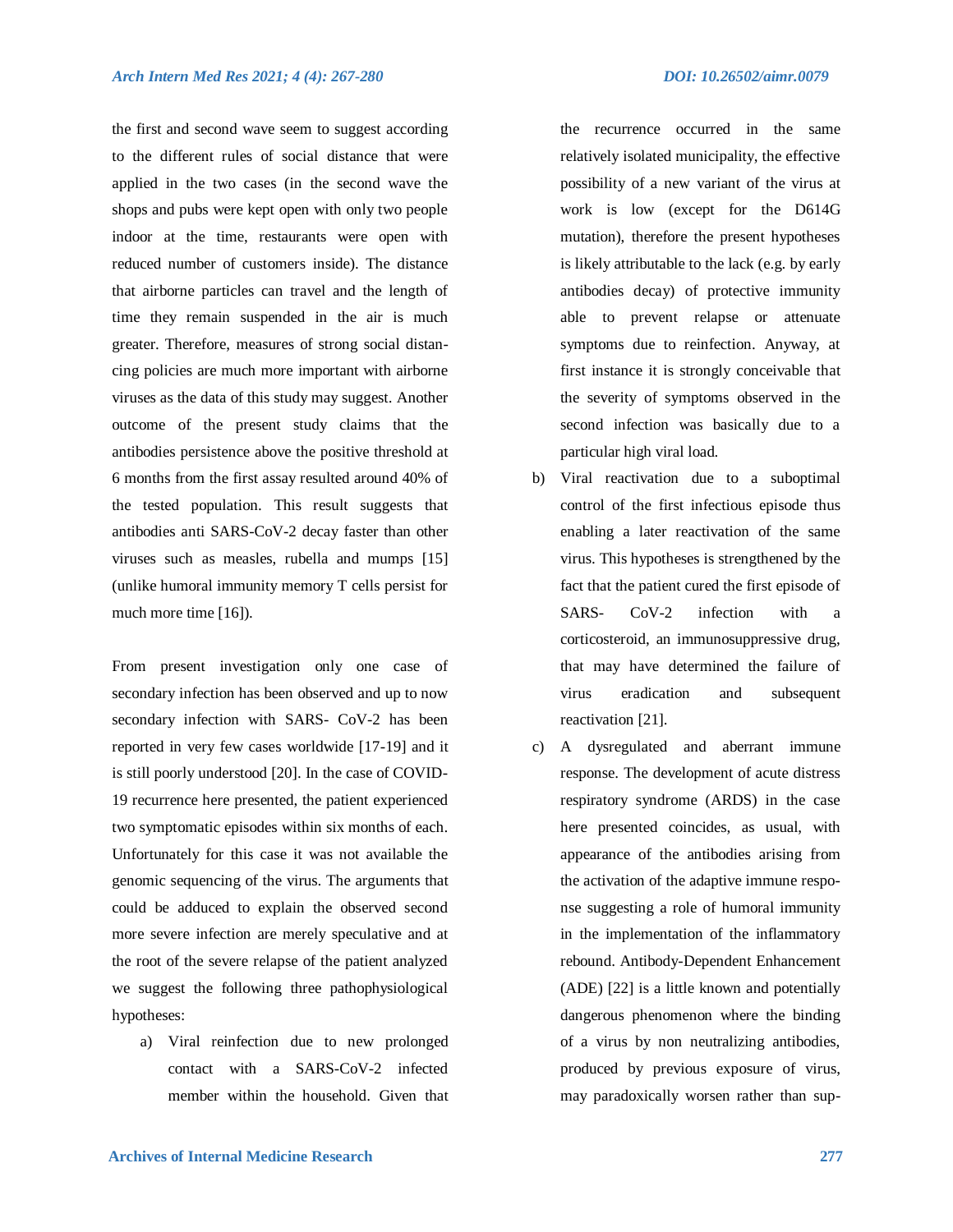the first and second wave seem to suggest according to the different rules of social distance that were applied in the two cases (in the second wave the shops and pubs were kept open with only two people indoor at the time, restaurants were open with reduced number of customers inside). The distance that airborne particles can travel and the length of time they remain suspended in the air is much greater. Therefore, measures of strong social distancing policies are much more important with airborne viruses as the data of this study may suggest. Another outcome of the present study claims that the antibodies persistence above the positive threshold at 6 months from the first assay resulted around 40% of the tested population. This result suggests that antibodies anti SARS-CoV-2 decay faster than other viruses such as measles, rubella and mumps [15] (unlike humoral immunity memory T cells persist for much more time [16]).

From present investigation only one case of secondary infection has been observed and up to now secondary infection with SARS- CoV-2 has been reported in very few cases worldwide [17-19] and it is still poorly understood [20]. In the case of COVID-19 recurrence here presented, the patient experienced two symptomatic episodes within six months of each. Unfortunately for this case it was not available the genomic sequencing of the virus. The arguments that could be adduced to explain the observed second more severe infection are merely speculative and at the root of the severe relapse of the patient analyzed we suggest the following three pathophysiological hypotheses:

a) Viral reinfection due to new prolonged contact with a SARS-CoV-2 infected member within the household. Given that the recurrence occurred in the same relatively isolated municipality, the effective possibility of a new variant of the virus at work is low (except for the D614G mutation), therefore the present hypotheses is likely attributable to the lack (e.g. by early antibodies decay) of protective immunity able to prevent relapse or attenuate symptoms due to reinfection. Anyway, at first instance it is strongly conceivable that the severity of symptoms observed in the second infection was basically due to a particular high viral load.
b) Viral reactivation due to a suboptimal control of the first infectious episode thus enabling a later reactivation of the same virus. This hypotheses is strengthened by the fact that the patient cured the first episode of SARS- CoV-2 infection with a corticosteroid, an immunosuppressive drug, that may have determined the failure of virus eradication and subsequent reactivation [21].
c) A dysregulated and aberrant immune response. The development of acute distress respiratory syndrome (ARDS) in the case here presented coincides, as usual, with appearance of the antibodies arising from the activation of the adaptive immune response suggesting a role of humoral immunity in the implementation of the inflammatory rebound. Antibody-Dependent Enhancement (ADE) [22] is a little known and potentially dangerous phenomenon where the binding of a virus by non neutralizing antibodies, produced by previous exposure of virus, may paradoxically worsen rather than sup-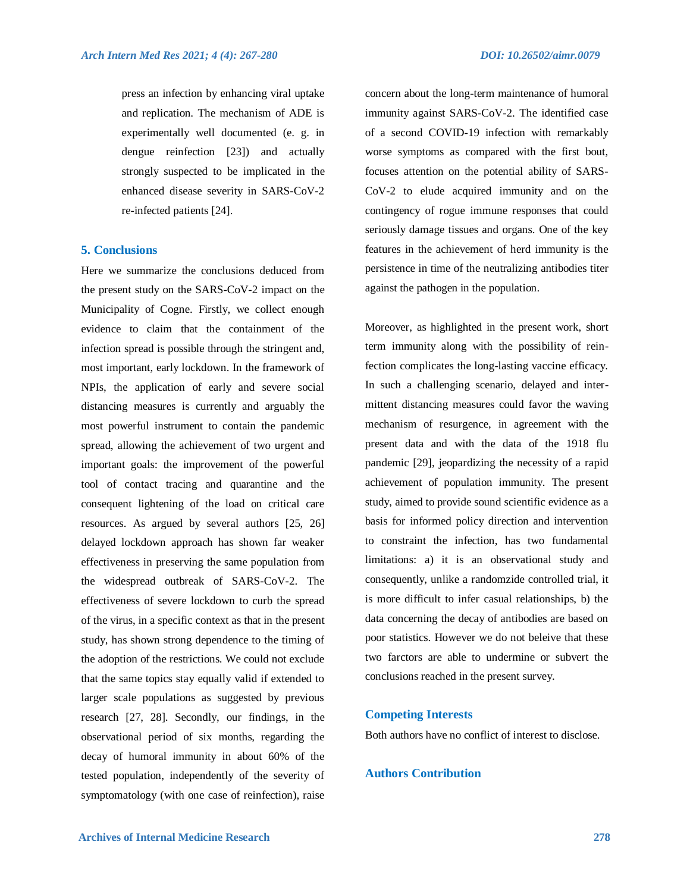press an infection by enhancing viral uptake and replication. The mechanism of ADE is experimentally well documented (e. g. in dengue reinfection [23]) and actually strongly suspected to be implicated in the enhanced disease severity in SARS-CoV-2 re-infected patients [24].

## 5. Conclusions

Here we summarize the conclusions deduced from the present study on the SARS-CoV-2 impact on the Municipality of Cogne. Firstly, we collect enough evidence to claim that the containment of the infection spread is possible through the stringent and, most important, early lockdown. In the framework of NPIs, the application of early and severe social distancing measures is currently and arguably the most powerful instrument to contain the pandemic spread, allowing the achievement of two urgent and important goals: the improvement of the powerful tool of contact tracing and quarantine and the consequent lightening of the load on critical care resources. As argued by several authors [25, 26] delayed lockdown approach has shown far weaker effectiveness in preserving the same population from the widespread outbreak of SARS-CoV-2. The effectiveness of severe lockdown to curb the spread of the virus, in a specific context as that in the present study, has shown strong dependence to the timing of the adoption of the restrictions. We could not exclude that the same topics stay equally valid if extended to larger scale populations as suggested by previous research [27, 28]. Secondly, our findings, in the observational period of six months, regarding the decay of humoral immunity in about 60% of the tested population, independently of the severity of symptomatology (with one case of reinfection), raise concern about the long-term maintenance of humoral immunity against SARS-CoV-2. The identified case of a second COVID-19 infection with remarkably worse symptoms as compared with the first bout, focuses attention on the potential ability of SARS-CoV-2 to elude acquired immunity and on the contingency of rogue immune responses that could seriously damage tissues and organs. One of the key features in the achievement of herd immunity is the persistence in time of the neutralizing antibodies titer against the pathogen in the population.

Moreover, as highlighted in the present work, short term immunity along with the possibility of reinfection complicates the long-lasting vaccine efficacy. In such a challenging scenario, delayed and intermittent distancing measures could favor the waving mechanism of resurgence, in agreement with the present data and with the data of the 1918 flu pandemic [29], jeopardizing the necessity of a rapid achievement of population immunity. The present study, aimed to provide sound scientific evidence as a basis for informed policy direction and intervention to constraint the infection, has two fundamental limitations: a) it is an observational study and consequently, unlike a randomzide controlled trial, it is more difficult to infer casual relationships, b) the data concerning the decay of antibodies are based on poor statistics. However we do not beleive that these two farctors are able to undermine or subvert the conclusions reached in the present survey.

## Competing Interests

Both authors have no conflict of interest to disclose.

## Authors Contribution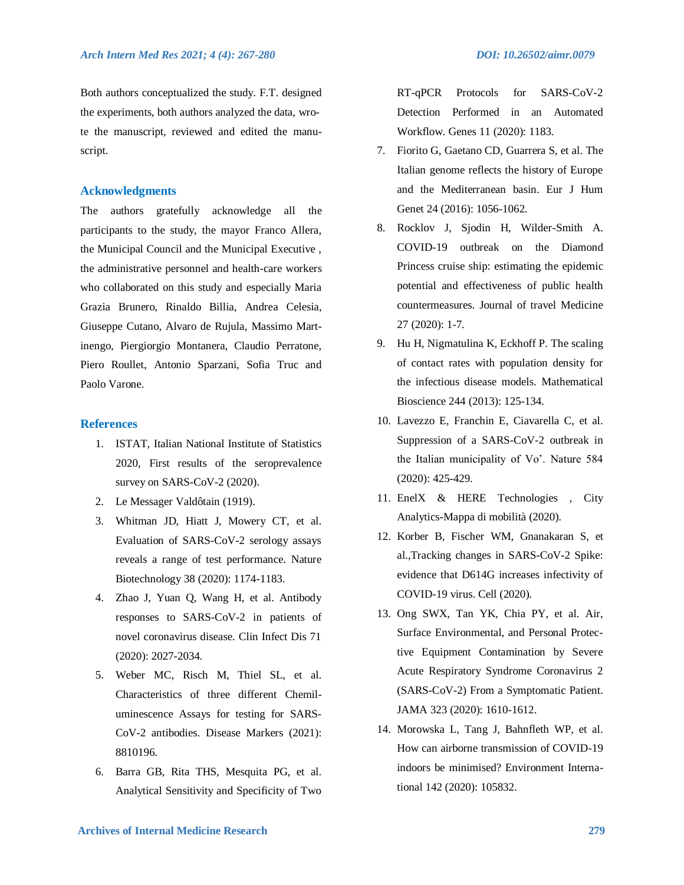Both authors conceptualized the study. F.T. designed the experiments, both authors analyzed the data, wrote the manuscript, reviewed and edited the manuscript.

## Acknowledgments

The authors gratefully acknowledge all the participants to the study, the mayor Franco Allera, the Municipal Council and the Municipal Executive , the administrative personnel and health-care workers who collaborated on this study and especially Maria Grazia Brunero, Rinaldo Billia, Andrea Celesia, Giuseppe Cutano, Alvaro de Rujula, Massimo Martinengo, Piergiorgio Montanera, Claudio Perratone, Piero Roullet, Antonio Sparzani, Sofia Truc and Paolo Varone.

## References

1. ISTAT, Italian National Institute of Statistics 2020, First results of the seroprevalence survey on SARS-CoV-2 (2020).
2. Le Messager Valdôtain (1919).
3. Whitman JD, Hiatt J, Mowery CT, et al. Evaluation of SARS-CoV-2 serology assays reveals a range of test performance. Nature Biotechnology 38 (2020): 1174-1183.
4. Zhao J, Yuan Q, Wang H, et al. Antibody responses to SARS-CoV-2 in patients of novel coronavirus disease. Clin Infect Dis 71 (2020): 2027-2034.
5. Weber MC, Risch M, Thiel SL, et al. Characteristics of three different Chemiluminescence Assays for testing for SARS-CoV-2 antibodies. Disease Markers (2021): 8810196.
6. Barra GB, Rita THS, Mesquita PG, et al. Analytical Sensitivity and Specificity of Two RT-qPCR Protocols for SARS-CoV-2 Detection Performed in an Automated Workflow. Genes 11 (2020): 1183.
7. Fiorito G, Gaetano CD, Guarrera S, et al. The Italian genome reflects the history of Europe and the Mediterranean basin. Eur J Hum Genet 24 (2016): 1056-1062.
8. Rocklov J, Sjodin H, Wilder-Smith A. COVID-19 outbreak on the Diamond Princess cruise ship: estimating the epidemic potential and effectiveness of public health countermeasures. Journal of travel Medicine 27 (2020): 1-7.
9. Hu H, Nigmatulina K, Eckhoff P. The scaling of contact rates with population density for the infectious disease models. Mathematical Bioscience 244 (2013): 125-134.
10. Lavezzo E, Franchin E, Ciavarella C, et al. Suppression of a SARS-CoV-2 outbreak in the Italian municipality of Vo'. Nature 584 (2020): 425-429.
11. EnelX & HERE Technologies , City Analytics-Mappa di mobilità (2020).
12. Korber B, Fischer WM, Gnanakaran S, et al.,Tracking changes in SARS-CoV-2 Spike: evidence that D614G increases infectivity of COVID-19 virus. Cell (2020).
13. Ong SWX, Tan YK, Chia PY, et al. Air, Surface Environmental, and Personal Protective Equipment Contamination by Severe Acute Respiratory Syndrome Coronavirus 2 (SARS-CoV-2) From a Symptomatic Patient. JAMA 323 (2020): 1610-1612.
14. Morowska L, Tang J, Bahnfleth WP, et al. How can airborne transmission of COVID-19 indoors be minimised? Environment International 142 (2020): 105832.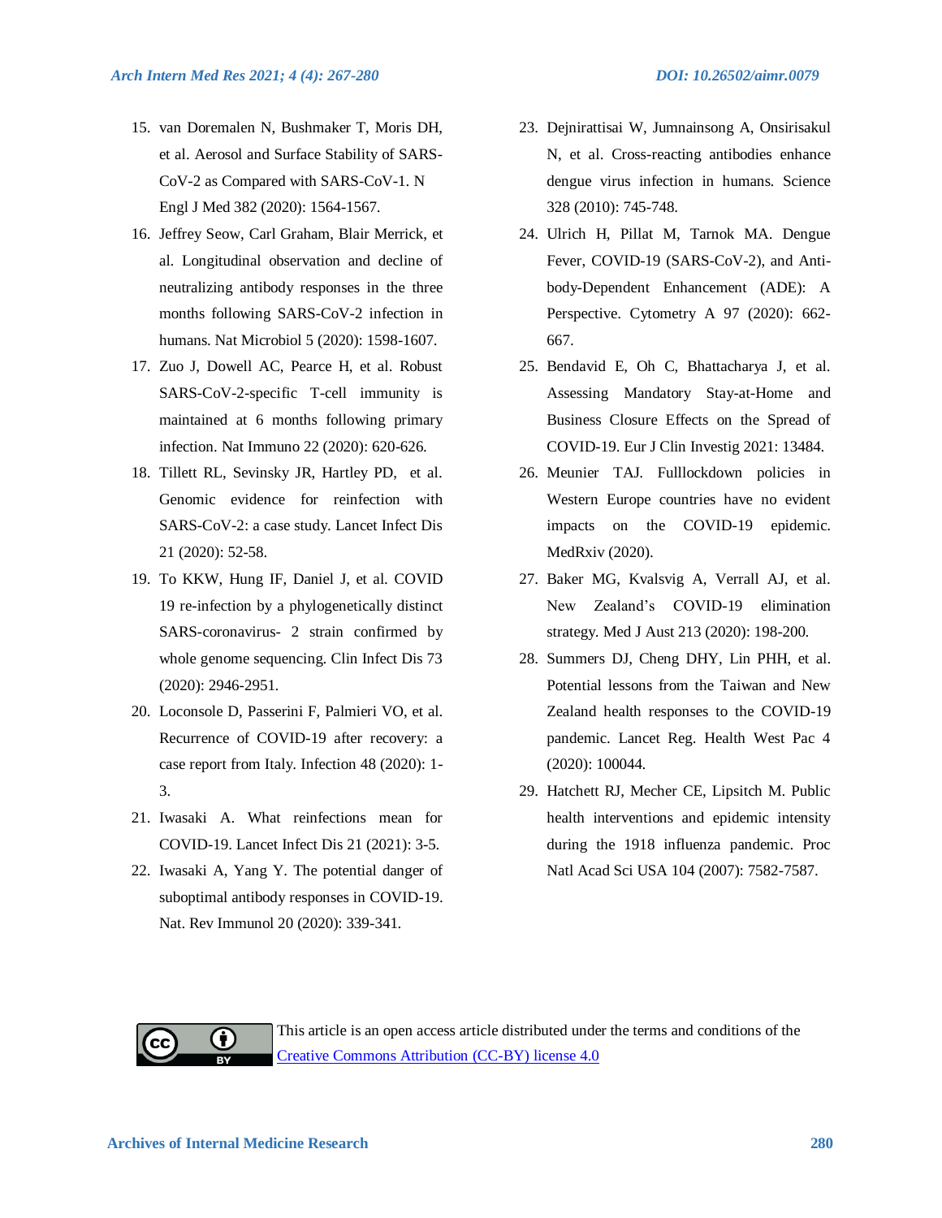15. van Doremalen N, Bushmaker T, Moris DH, et al. Aerosol and Surface Stability of SARS-CoV-2 as Compared with SARS-CoV-1. N Engl J Med 382 (2020): 1564-1567.
16. Jeffrey Seow, Carl Graham, Blair Merrick, et al. Longitudinal observation and decline of neutralizing antibody responses in the three months following SARS-CoV-2 infection in humans. Nat Microbiol 5 (2020): 1598-1607.
17. Zuo J, Dowell AC, Pearce H, et al. Robust SARS-CoV-2-specific T-cell immunity is maintained at 6 months following primary infection. Nat Immuno 22 (2020): 620-626.
18. Tillett RL, Sevinsky JR, Hartley PD, et al. Genomic evidence for reinfection with SARS-CoV-2: a case study. Lancet Infect Dis 21 (2020): 52-58.
19. To KKW, Hung IF, Daniel J, et al. COVID 19 re-infection by a phylogenetically distinct SARS-coronavirus- 2 strain confirmed by whole genome sequencing. Clin Infect Dis 73 (2020): 2946-2951.
20. Loconsole D, Passerini F, Palmieri VO, et al. Recurrence of COVID-19 after recovery: a case report from Italy. Infection 48 (2020): 1-3.
21. Iwasaki A. What reinfections mean for COVID-19. Lancet Infect Dis 21 (2021): 3-5.
22. Iwasaki A, Yang Y. The potential danger of suboptimal antibody responses in COVID-19. Nat. Rev Immunol 20 (2020): 339-341.
23. Dejnirattisai W, Jumnainsong A, Onsirisakul N, et al. Cross-reacting antibodies enhance dengue virus infection in humans. Science 328 (2010): 745-748.
24. Ulrich H, Pillat M, Tarnok MA. Dengue Fever, COVID-19 (SARS-CoV-2), and Antibody-Dependent Enhancement (ADE): A Perspective. Cytometry A 97 (2020): 662-667.
25. Bendavid E, Oh C, Bhattacharya J, et al. Assessing Mandatory Stay-at-Home and Business Closure Effects on the Spread of COVID-19. Eur J Clin Investig 2021: 13484.
26. Meunier TAJ. Fulllockdown policies in Western Europe countries have no evident impacts on the COVID-19 epidemic. MedRxiv (2020).
27. Baker MG, Kvalsvig A, Verrall AJ, et al. New Zealand's COVID-19 elimination strategy. Med J Aust 213 (2020): 198-200.
28. Summers DJ, Cheng DHY, Lin PHH, et al. Potential lessons from the Taiwan and New Zealand health responses to the COVID-19 pandemic. Lancet Reg. Health West Pac 4 (2020): 100044.
29. Hatchett RJ, Mecher CE, Lipsitch M. Public health interventions and epidemic intensity during the 1918 influenza pandemic. Proc Natl Acad Sci USA 104 (2007): 7582-7587.

This article is an open access article distributed under the terms and conditions of the [Creative Commons Attribution (CC-BY) license 4.0]